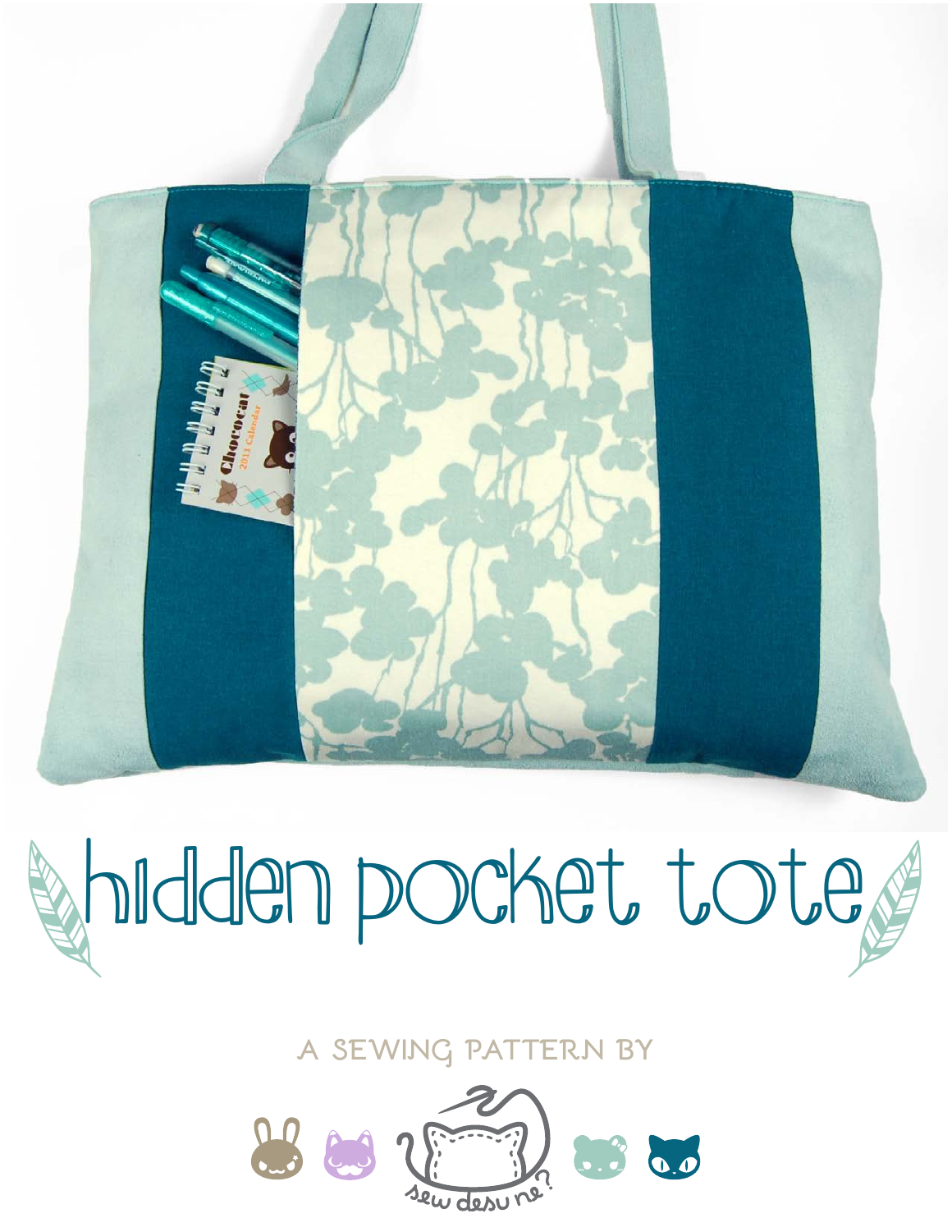# hidden pocket tote

A SEWING PATTERN BY

sew desu ne?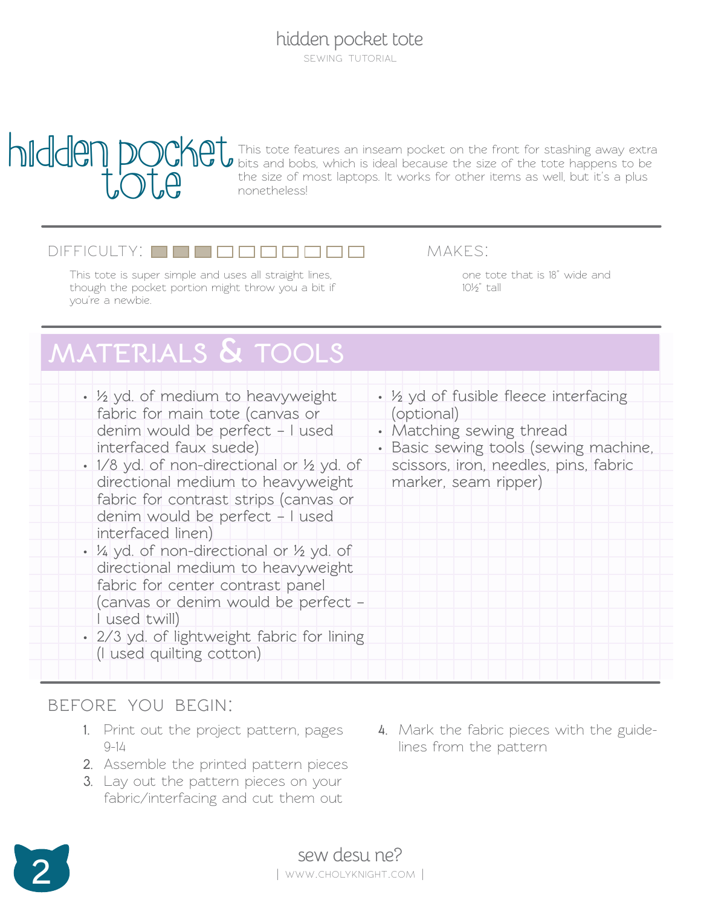# hidden pocket tote

This tote features an inseam pocket on the front for stashing away extra bits and bobs, which is ideal because the size of the tote happens to be the size of most laptops. It works for other items as well, but it's a plus nonetheless!

**DIFFICULTY:** ■■■□□□□□□□ (3 of 10)

This tote is super simple and uses all straight lines, though the pocket portion might throw you a bit if you're a newbie.

**MAKES:**

one tote that is 18" wide and 10½" tall

## MATERIALS & TOOLS

- ½ yd. of medium to heavyweight fabric for main tote (canvas or denim would be perfect – I used interfaced faux suede)
- 1/8 yd. of non-directional or ½ yd. of directional medium to heavyweight fabric for contrast strips (canvas or denim would be perfect – I used interfaced linen)
- ¼ yd. of non-directional or ½ yd. of directional medium to heavyweight fabric for center contrast panel (canvas or denim would be perfect – I used twill)
- 2/3 yd. of lightweight fabric for lining (I used quilting cotton)
- ½ yd of fusible fleece interfacing (optional)
- Matching sewing thread
- Basic sewing tools (sewing machine, scissors, iron, needles, pins, fabric marker, seam ripper)

## BEFORE YOU BEGIN:

1. Print out the project pattern, pages 9-14
2. Assemble the printed pattern pieces
3. Lay out the pattern pieces on your fabric/interfacing and cut them out
4. Mark the fabric pieces with the guidelines from the pattern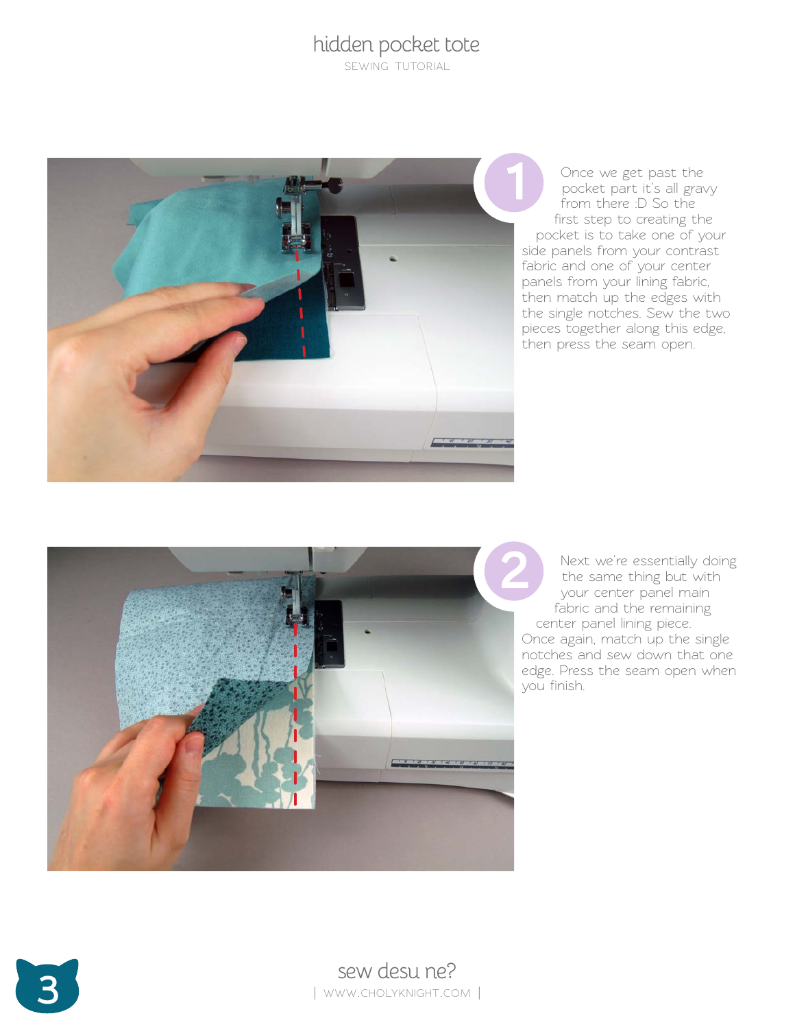**1** Once we get past the pocket part it's all gravy from there :D So the first step to creating the pocket is to take one of your side panels from your contrast fabric and one of your center panels from your lining fabric, then match up the edges with the single notches. Sew the two pieces together along this edge, then press the seam open.

**2** Next we're essentially doing the same thing but with your center panel main fabric and the remaining center panel lining piece. Once again, match up the single notches and sew down that one edge. Press the seam open when you finish.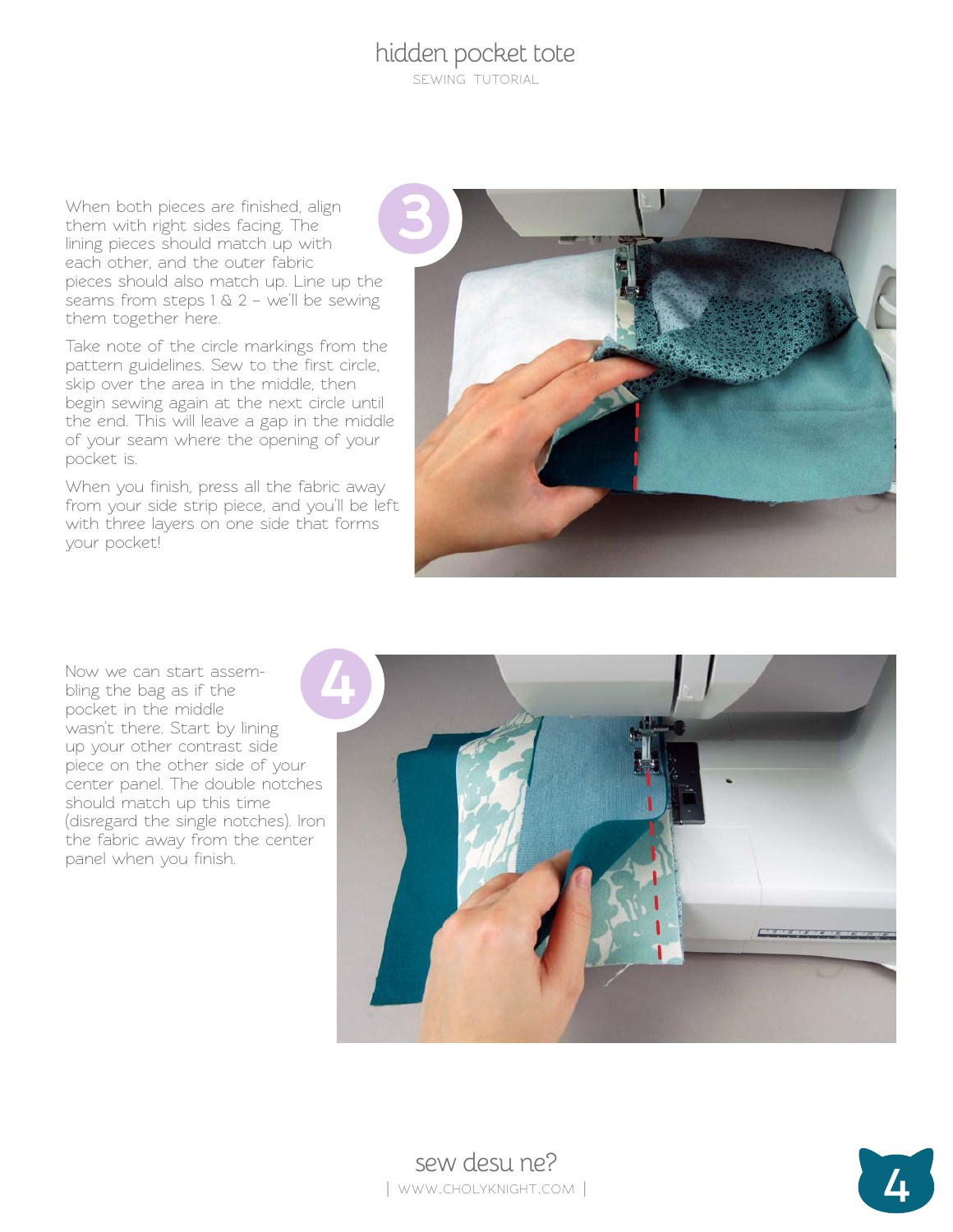**3**

When both pieces are finished, align them with right sides facing. The lining pieces should match up with each other, and the outer fabric pieces should also match up. Line up the seams from steps 1 & 2 – we'll be sewing them together here.

Take note of the circle markings from the pattern guidelines. Sew to the first circle, skip over the area in the middle, then begin sewing again at the next circle until the end. This will leave a gap in the middle of your seam where the opening of your pocket is.

When you finish, press all the fabric away from your side strip piece, and you'll be left with three layers on one side that forms your pocket!

**4**

Now we can start assembling the bag as if the pocket in the middle wasn't there. Start by lining up your other contrast side piece on the other side of your center panel. The double notches should match up this time (disregard the single notches). Iron the fabric away from the center panel when you finish.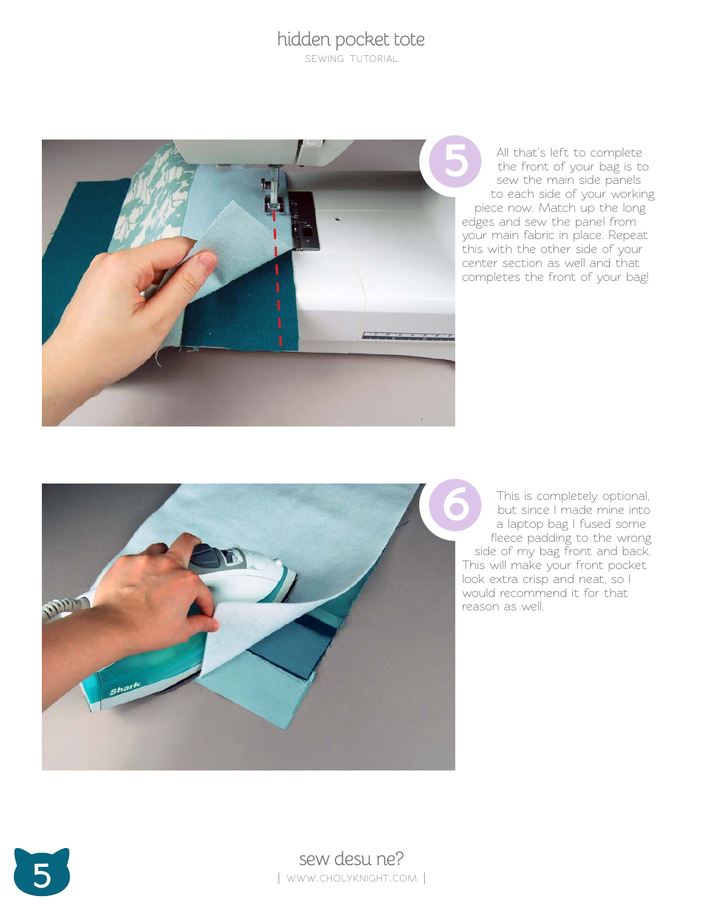**5**

All that's left to complete the front of your bag is to sew the main side panels to each side of your working piece now. Match up the long edges and sew the panel from your main fabric in place. Repeat this with the other side of your center section as well and that completes the front of your bag!

**6**

This is completely optional, but since I made mine into a laptop bag I fused some fleece padding to the wrong side of my bag front and back. This will make your front pocket look extra crisp and neat, so I would recommend it for that reason as well.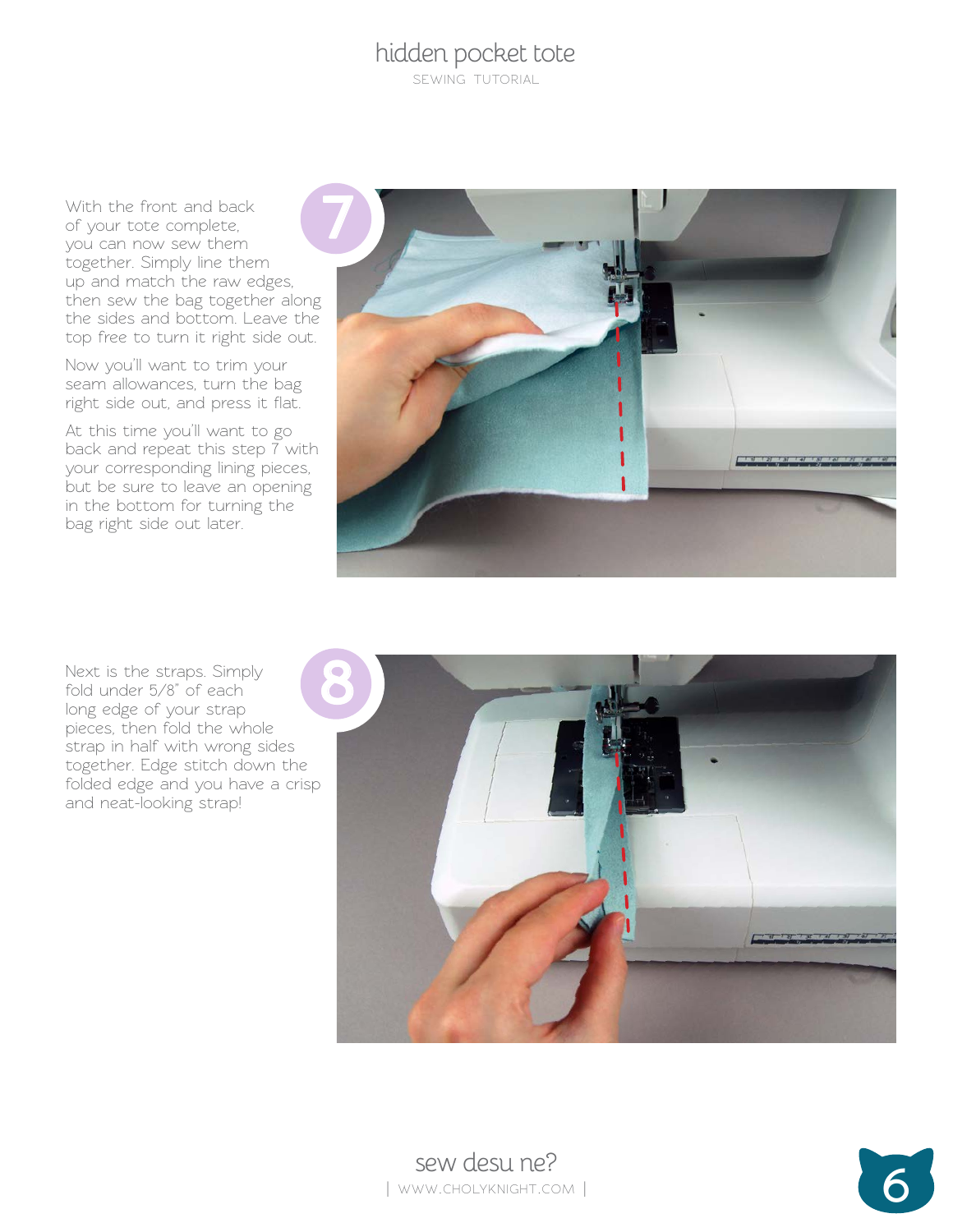**7**

With the front and back of your tote complete, you can now sew them together. Simply line them up and match the raw edges, then sew the bag together along the sides and bottom. Leave the top free to turn it right side out.

Now you'll want to trim your seam allowances, turn the bag right side out, and press it flat.

At this time you'll want to go back and repeat this step 7 with your corresponding lining pieces, but be sure to leave an opening in the bottom for turning the bag right side out later.

**8**

Next is the straps. Simply fold under 5/8" of each long edge of your strap pieces, then fold the whole strap in half with wrong sides together. Edge stitch down the folded edge and you have a crisp and neat-looking strap!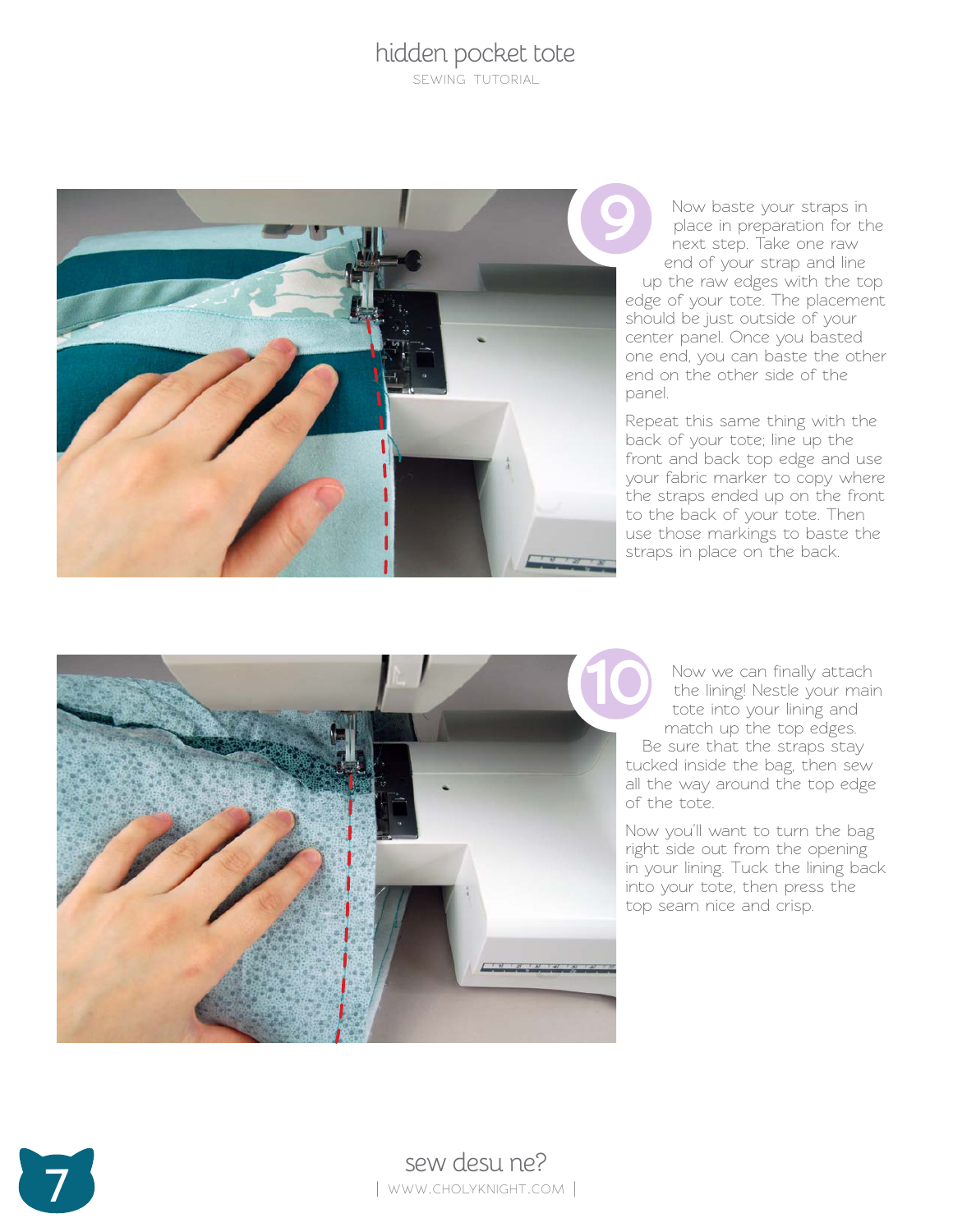**9**

Now baste your straps in place in preparation for the next step. Take one raw end of your strap and line up the raw edges with the top edge of your tote. The placement should be just outside of your center panel. Once you basted one end, you can baste the other end on the other side of the panel.

Repeat this same thing with the back of your tote; line up the front and back top edge and use your fabric marker to copy where the straps ended up on the front to the back of your tote. Then use those markings to baste the straps in place on the back.

**10**

Now we can finally attach the lining! Nestle your main tote into your lining and match up the top edges. Be sure that the straps stay tucked inside the bag, then sew all the way around the top edge of the tote.

Now you'll want to turn the bag right side out from the opening in your lining. Tuck the lining back into your tote, then press the top seam nice and crisp.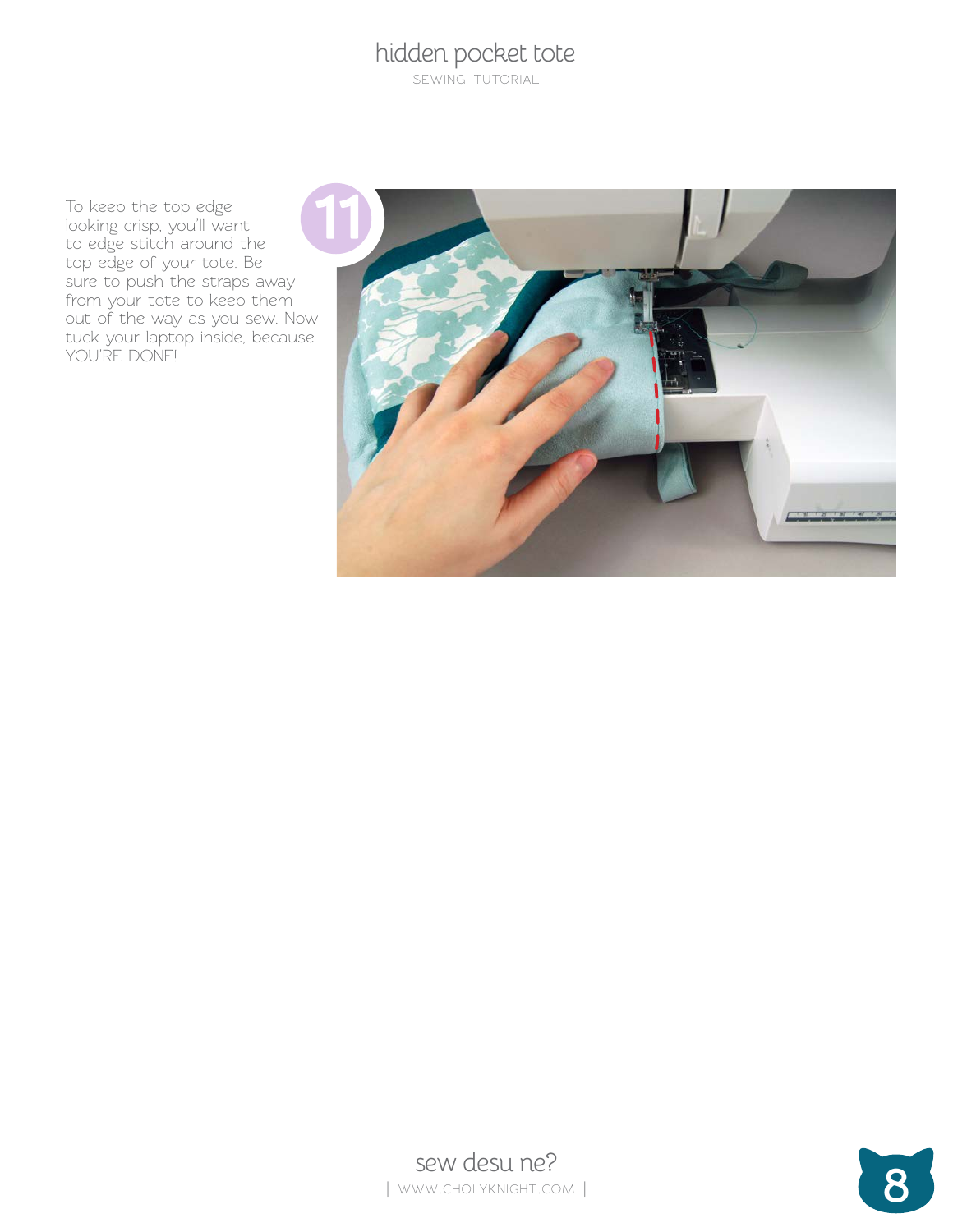11

To keep the top edge looking crisp, you'll want to edge stitch around the top edge of your tote. Be sure to push the straps away from your tote to keep them out of the way as you sew. Now tuck your laptop inside, because YOU'RE DONE!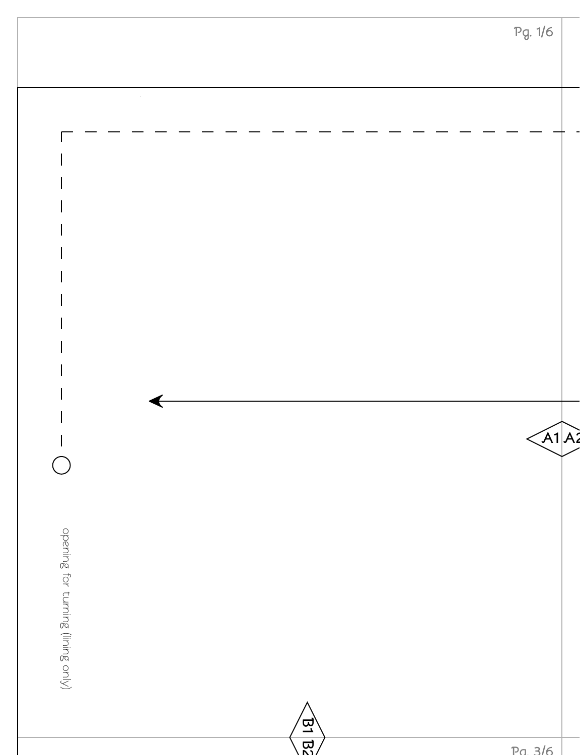opening for turning (lining only)

A1 A2

B1 B2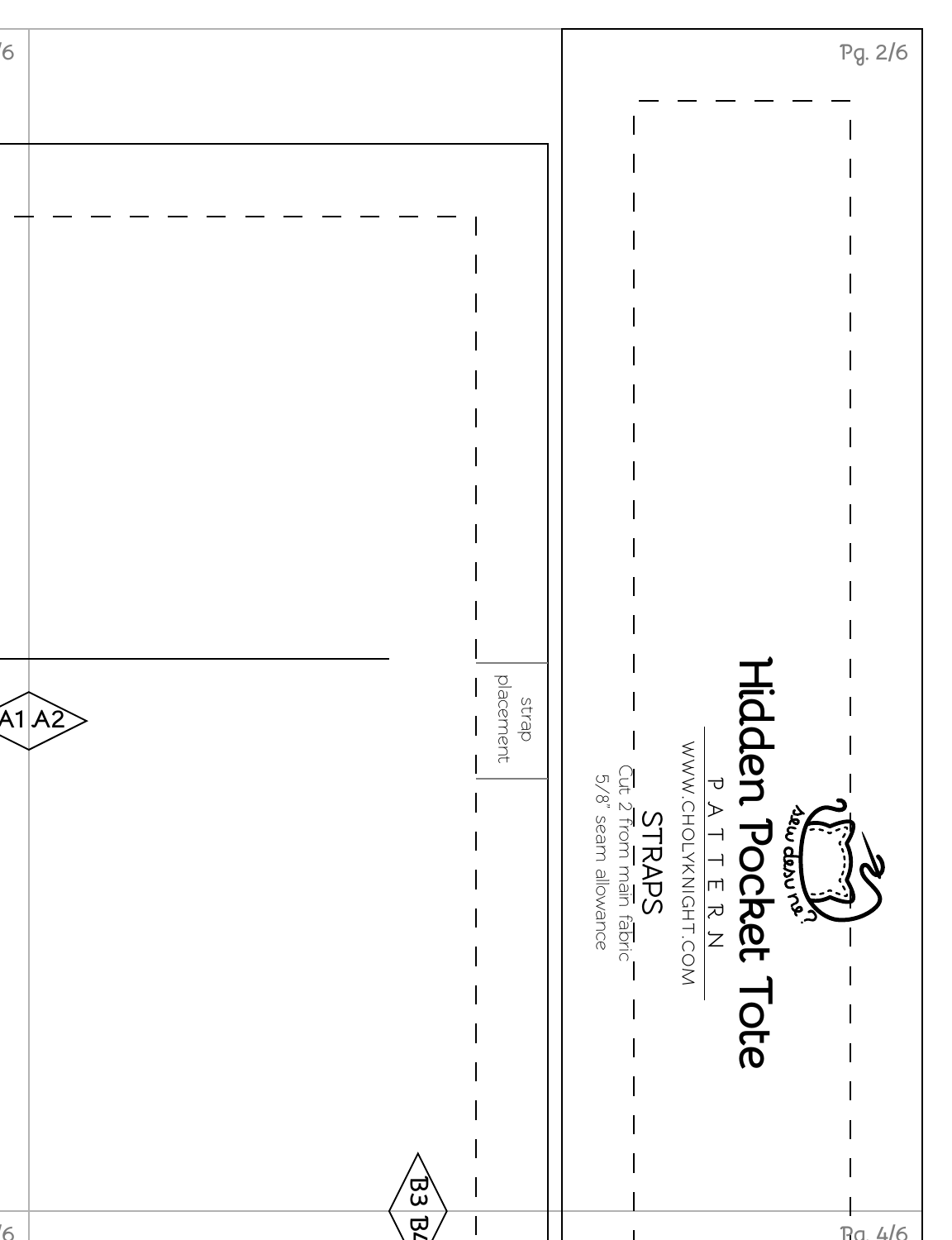strap placement

A1 A2

B3 B4

# Hidden Pocket Tote

PATTERN

WWW.CHOLYKNIGHT.COM

## STRAPS

Cut 2 from main fabric

5/8" seam allowance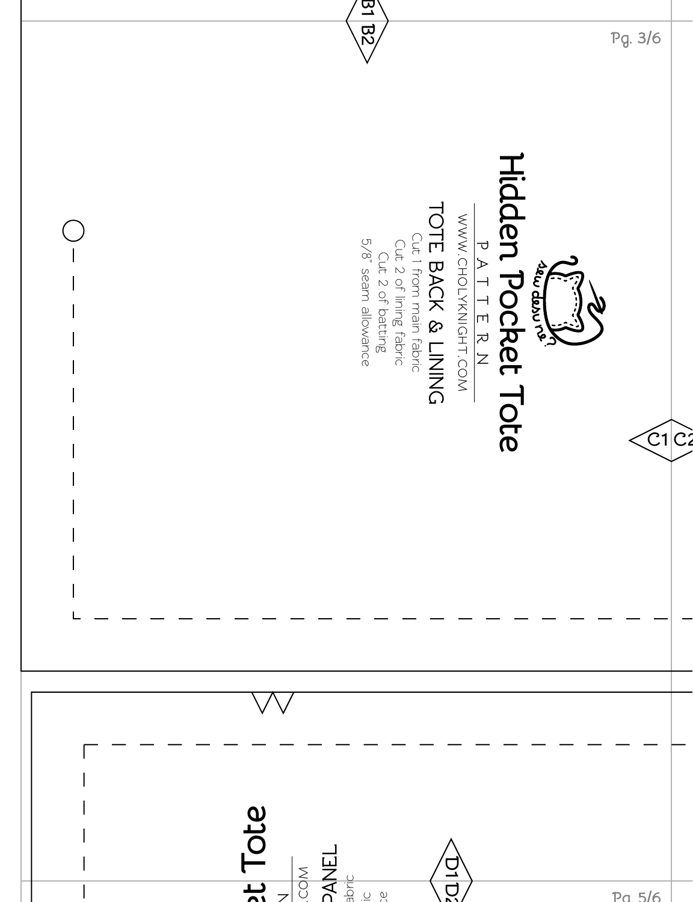B1 B2

# Hidden Pocket Tote

PATTERN

WWW.CHOLYKNIGHT.COM

## TOTE BACK & LINING

Cut 1 from main fabric
Cut 2 of lining fabric
Cut 2 of batting
5/8" seam allowance

C1 C2

D1 D2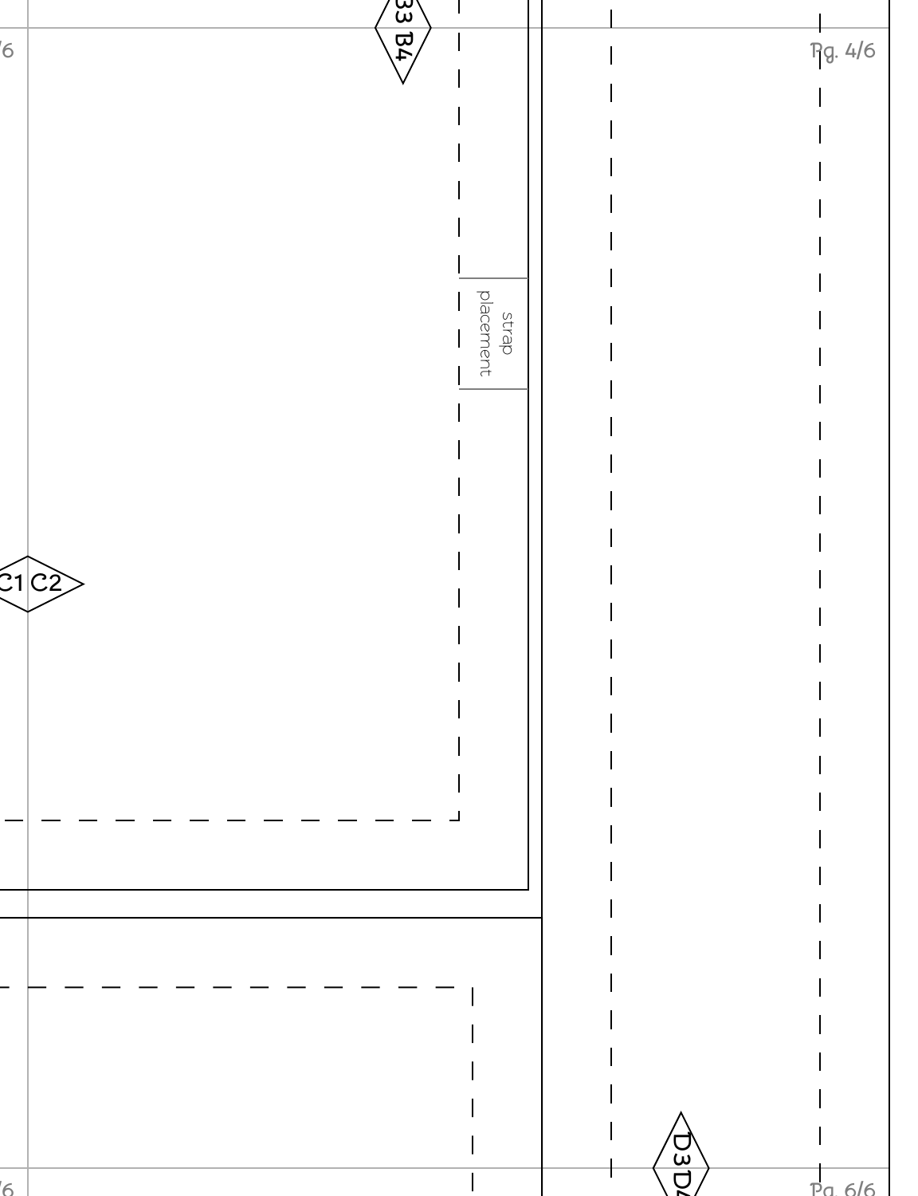B3 B4

strap placement

C1 C2

D3 D4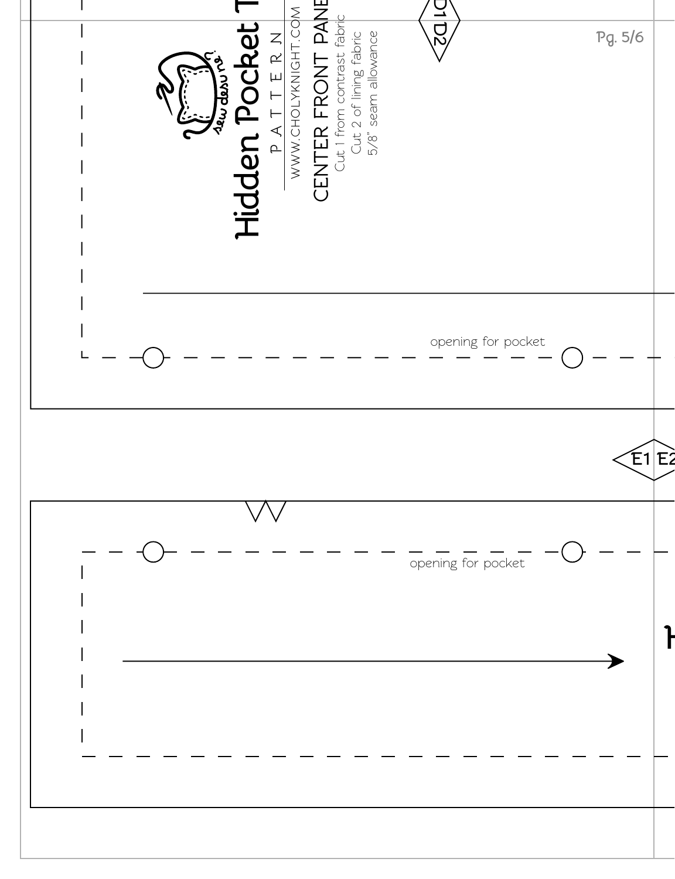Hidden Pocket T

PATTERN

WWW.CHOLYKNIGHT.COM

CENTER FRONT PANE

Cut 1 from contrast fabric

Cut 2 of lining fabric

5/8" seam allowance

D1 D2

opening for pocket

E1 E2

opening for pocket

H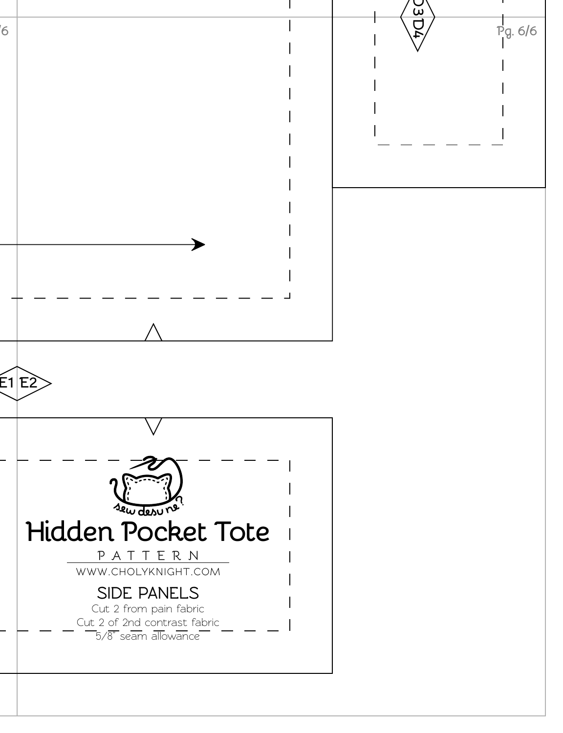D3 D4

E1 E2

sew desu ne?

# Hidden Pocket Tote

PATTERN

WWW.CHOLYKNIGHT.COM

## SIDE PANELS

Cut 2 from pain fabric
Cut 2 of 2nd contrast fabric
5/8" seam allowance